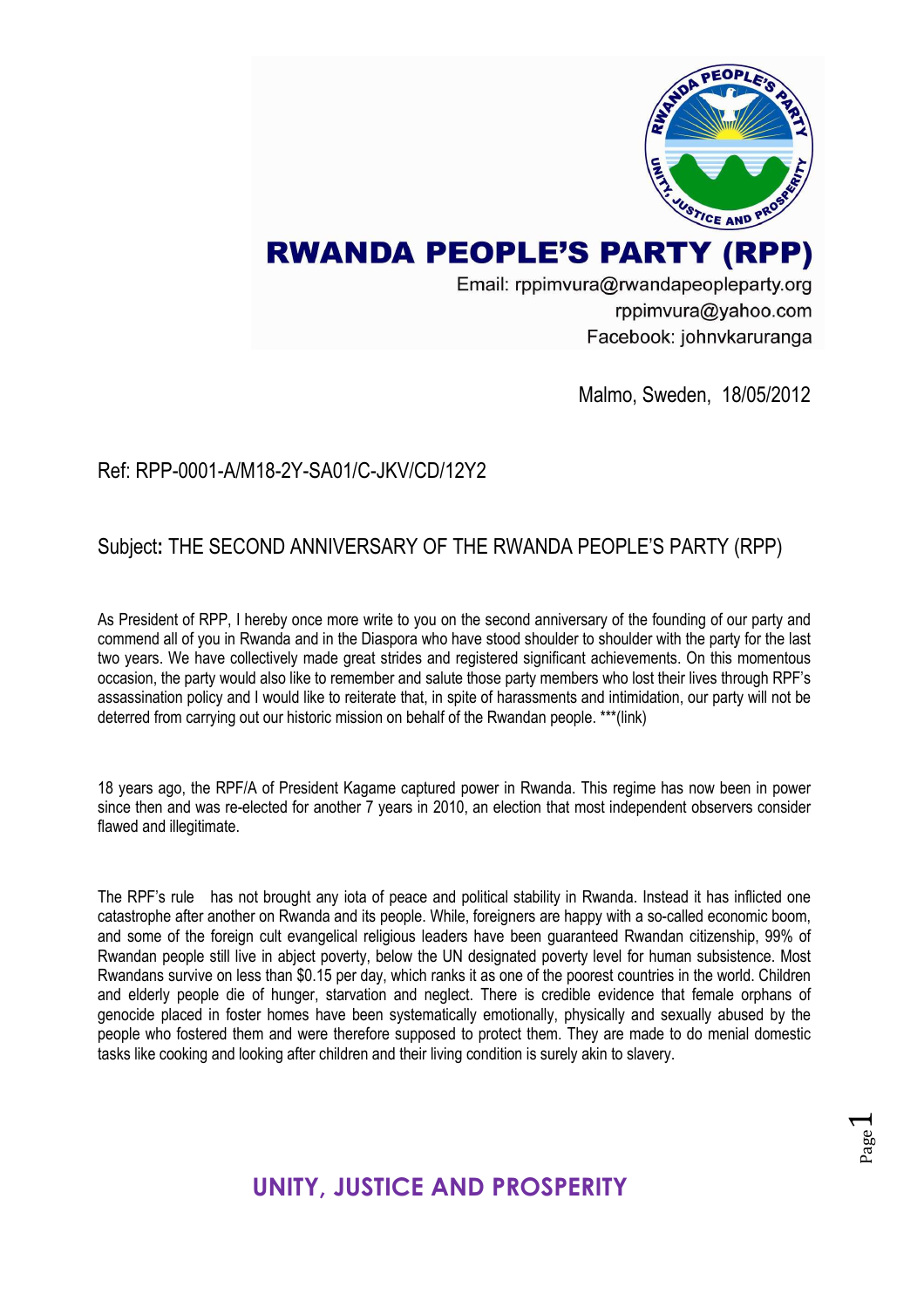# RWANDA PEOPLE'S PARTY (RPP)

Email: rppimvura@rwandapeopleparty.org
rppimvura@yahoo.com
Facebook: johnvkaruranga

Malmo, Sweden, 18/05/2012

Ref: RPP-0001-A/M18-2Y-SA01/C-JKV/CD/12Y2

Subject**:** THE SECOND ANNIVERSARY OF THE RWANDA PEOPLE'S PARTY (RPP)

As President of RPP, I hereby once more write to you on the second anniversary of the founding of our party and commend all of you in Rwanda and in the Diaspora who have stood shoulder to shoulder with the party for the last two years. We have collectively made great strides and registered significant achievements. On this momentous occasion, the party would also like to remember and salute those party members who lost their lives through RPF's assassination policy and I would like to reiterate that, in spite of harassments and intimidation, our party will not be deterred from carrying out our historic mission on behalf of the Rwandan people. ***(link)

18 years ago, the RPF/A of President Kagame captured power in Rwanda. This regime has now been in power since then and was re-elected for another 7 years in 2010, an election that most independent observers consider flawed and illegitimate.

The RPF's rule has not brought any iota of peace and political stability in Rwanda. Instead it has inflicted one catastrophe after another on Rwanda and its people. While, foreigners are happy with a so-called economic boom, and some of the foreign cult evangelical religious leaders have been guaranteed Rwandan citizenship, 99% of Rwandan people still live in abject poverty, below the UN designated poverty level for human subsistence. Most Rwandans survive on less than $0.15 per day, which ranks it as one of the poorest countries in the world. Children and elderly people die of hunger, starvation and neglect. There is credible evidence that female orphans of genocide placed in foster homes have been systematically emotionally, physically and sexually abused by the people who fostered them and were therefore supposed to protect them. They are made to do menial domestic tasks like cooking and looking after children and their living condition is surely akin to slavery.

**UNITY, JUSTICE AND PROSPERITY**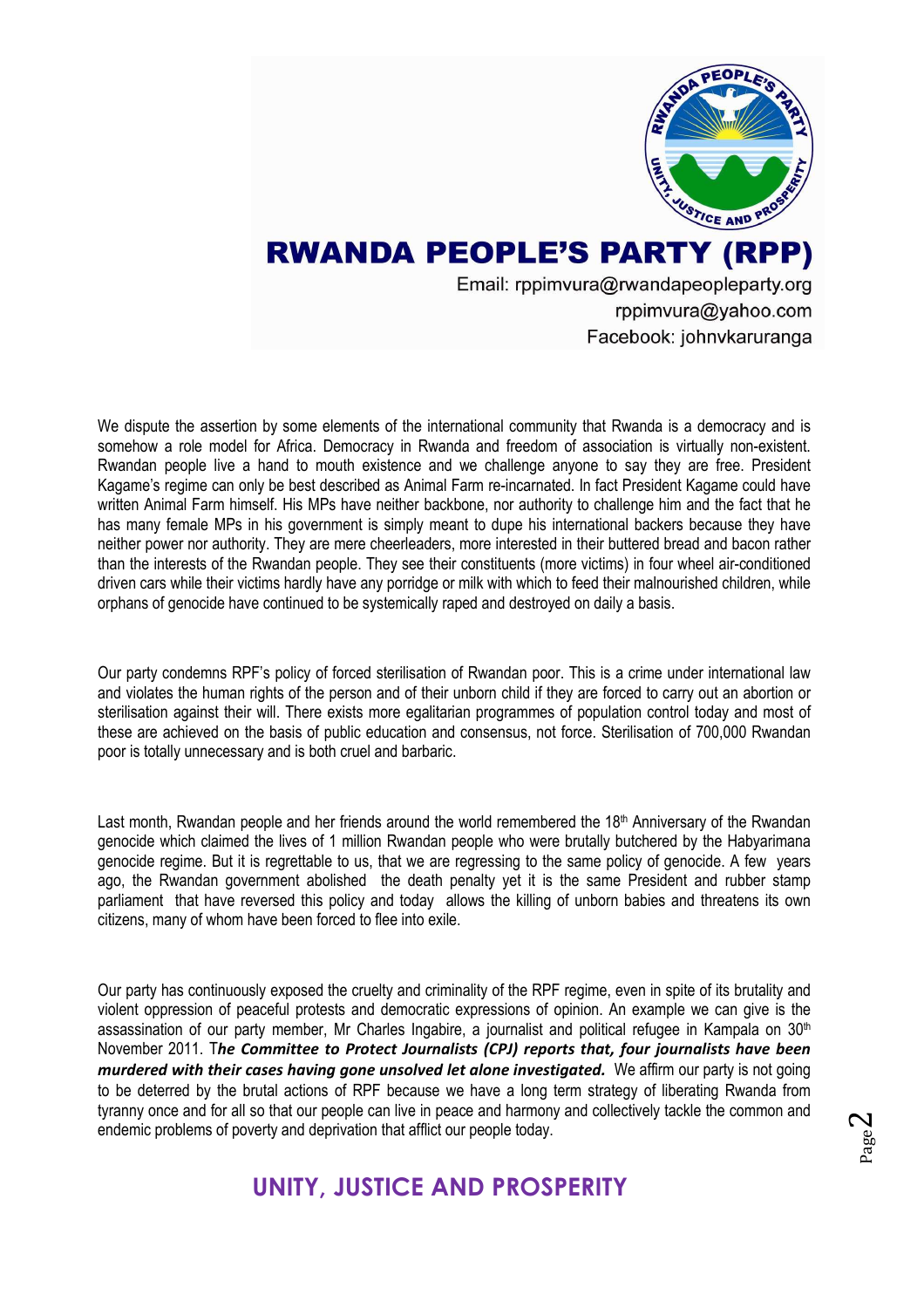# RWANDA PEOPLE'S PARTY (RPP)

Email: rppimvura@rwandapeopleparty.org
rppimvura@yahoo.com
Facebook: johnvkaruranga

We dispute the assertion by some elements of the international community that Rwanda is a democracy and is somehow a role model for Africa. Democracy in Rwanda and freedom of association is virtually non-existent. Rwandan people live a hand to mouth existence and we challenge anyone to say they are free. President Kagame's regime can only be best described as Animal Farm re-incarnated. In fact President Kagame could have written Animal Farm himself. His MPs have neither backbone, nor authority to challenge him and the fact that he has many female MPs in his government is simply meant to dupe his international backers because they have neither power nor authority. They are mere cheerleaders, more interested in their buttered bread and bacon rather than the interests of the Rwandan people. They see their constituents (more victims) in four wheel air-conditioned driven cars while their victims hardly have any porridge or milk with which to feed their malnourished children, while orphans of genocide have continued to be systemically raped and destroyed on daily a basis.

Our party condemns RPF's policy of forced sterilisation of Rwandan poor. This is a crime under international law and violates the human rights of the person and of their unborn child if they are forced to carry out an abortion or sterilisation against their will. There exists more egalitarian programmes of population control today and most of these are achieved on the basis of public education and consensus, not force. Sterilisation of 700,000 Rwandan poor is totally unnecessary and is both cruel and barbaric.

Last month, Rwandan people and her friends around the world remembered the 18th Anniversary of the Rwandan genocide which claimed the lives of 1 million Rwandan people who were brutally butchered by the Habyarimana genocide regime. But it is regrettable to us, that we are regressing to the same policy of genocide. A few years ago, the Rwandan government abolished the death penalty yet it is the same President and rubber stamp parliament that have reversed this policy and today allows the killing of unborn babies and threatens its own citizens, many of whom have been forced to flee into exile.

Our party has continuously exposed the cruelty and criminality of the RPF regime, even in spite of its brutality and violent oppression of peaceful protests and democratic expressions of opinion. An example we can give is the assassination of our party member, Mr Charles Ingabire, a journalist and political refugee in Kampala on 30th November 2011. T***he Committee to Protect Journalists (CPJ) reports that, four journalists have been murdered with their cases having gone unsolved let alone investigated.*** We affirm our party is not going to be deterred by the brutal actions of RPF because we have a long term strategy of liberating Rwanda from tyranny once and for all so that our people can live in peace and harmony and collectively tackle the common and endemic problems of poverty and deprivation that afflict our people today.

**UNITY, JUSTICE AND PROSPERITY**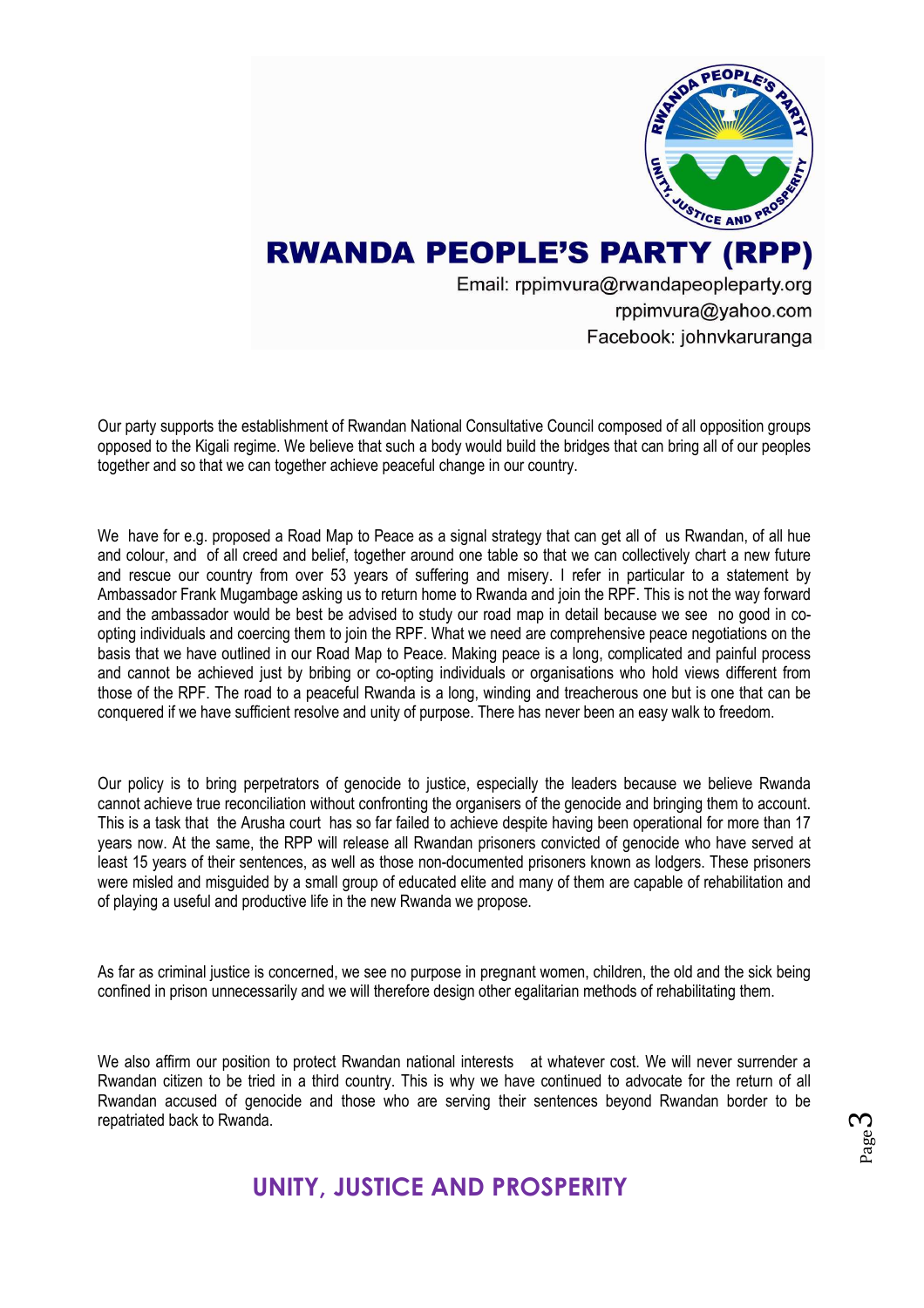# RWANDA PEOPLE'S PARTY (RPP)

Email: rppimvura@rwandapeopleparty.org
rppimvura@yahoo.com
Facebook: johnvkaruranga

Our party supports the establishment of Rwandan National Consultative Council composed of all opposition groups opposed to the Kigali regime. We believe that such a body would build the bridges that can bring all of our peoples together and so that we can together achieve peaceful change in our country.

We have for e.g. proposed a Road Map to Peace as a signal strategy that can get all of us Rwandan, of all hue and colour, and of all creed and belief, together around one table so that we can collectively chart a new future and rescue our country from over 53 years of suffering and misery. I refer in particular to a statement by Ambassador Frank Mugambage asking us to return home to Rwanda and join the RPF. This is not the way forward and the ambassador would be best be advised to study our road map in detail because we see no good in co-opting individuals and coercing them to join the RPF. What we need are comprehensive peace negotiations on the basis that we have outlined in our Road Map to Peace. Making peace is a long, complicated and painful process and cannot be achieved just by bribing or co-opting individuals or organisations who hold views different from those of the RPF. The road to a peaceful Rwanda is a long, winding and treacherous one but is one that can be conquered if we have sufficient resolve and unity of purpose. There has never been an easy walk to freedom.

Our policy is to bring perpetrators of genocide to justice, especially the leaders because we believe Rwanda cannot achieve true reconciliation without confronting the organisers of the genocide and bringing them to account. This is a task that the Arusha court has so far failed to achieve despite having been operational for more than 17 years now. At the same, the RPP will release all Rwandan prisoners convicted of genocide who have served at least 15 years of their sentences, as well as those non-documented prisoners known as lodgers. These prisoners were misled and misguided by a small group of educated elite and many of them are capable of rehabilitation and of playing a useful and productive life in the new Rwanda we propose.

As far as criminal justice is concerned, we see no purpose in pregnant women, children, the old and the sick being confined in prison unnecessarily and we will therefore design other egalitarian methods of rehabilitating them.

We also affirm our position to protect Rwandan national interests at whatever cost. We will never surrender a Rwandan citizen to be tried in a third country. This is why we have continued to advocate for the return of all Rwandan accused of genocide and those who are serving their sentences beyond Rwandan border to be repatriated back to Rwanda.

**UNITY, JUSTICE AND PROSPERITY**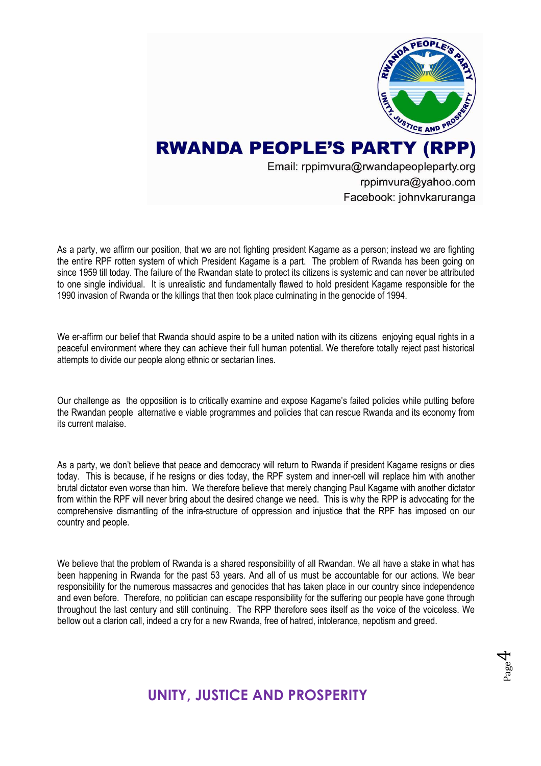# RWANDA PEOPLE'S PARTY (RPP)

Email: rppimvura@rwandapeopleparty.org
rppimvura@yahoo.com
Facebook: johnvkaruranga

As a party, we affirm our position, that we are not fighting president Kagame as a person; instead we are fighting the entire RPF rotten system of which President Kagame is a part. The problem of Rwanda has been going on since 1959 till today. The failure of the Rwandan state to protect its citizens is systemic and can never be attributed to one single individual. It is unrealistic and fundamentally flawed to hold president Kagame responsible for the 1990 invasion of Rwanda or the killings that then took place culminating in the genocide of 1994.

We er-affirm our belief that Rwanda should aspire to be a united nation with its citizens enjoying equal rights in a peaceful environment where they can achieve their full human potential. We therefore totally reject past historical attempts to divide our people along ethnic or sectarian lines.

Our challenge as the opposition is to critically examine and expose Kagame's failed policies while putting before the Rwandan people alternative e viable programmes and policies that can rescue Rwanda and its economy from its current malaise.

As a party, we don't believe that peace and democracy will return to Rwanda if president Kagame resigns or dies today. This is because, if he resigns or dies today, the RPF system and inner-cell will replace him with another brutal dictator even worse than him. We therefore believe that merely changing Paul Kagame with another dictator from within the RPF will never bring about the desired change we need. This is why the RPP is advocating for the comprehensive dismantling of the infra-structure of oppression and injustice that the RPF has imposed on our country and people.

We believe that the problem of Rwanda is a shared responsibility of all Rwandan. We all have a stake in what has been happening in Rwanda for the past 53 years. And all of us must be accountable for our actions. We bear responsibility for the numerous massacres and genocides that has taken place in our country since independence and even before. Therefore, no politician can escape responsibility for the suffering our people have gone through throughout the last century and still continuing. The RPP therefore sees itself as the voice of the voiceless. We bellow out a clarion call, indeed a cry for a new Rwanda, free of hatred, intolerance, nepotism and greed.

**UNITY, JUSTICE AND PROSPERITY**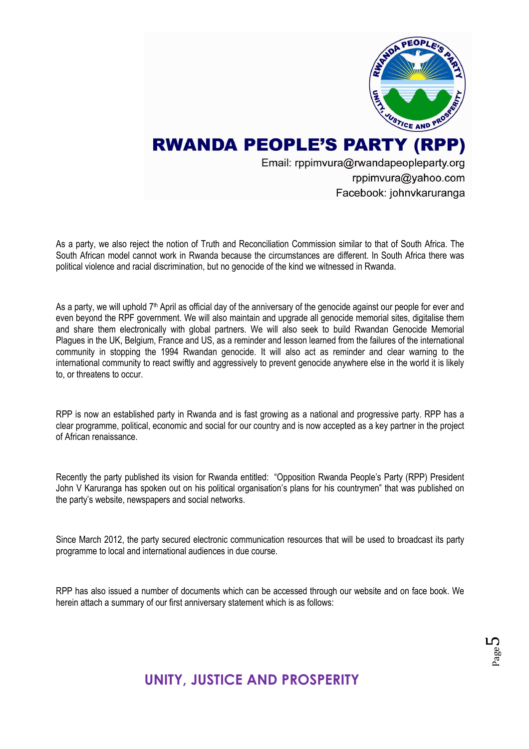As a party, we also reject the notion of Truth and Reconciliation Commission similar to that of South Africa. The South African model cannot work in Rwanda because the circumstances are different. In South Africa there was political violence and racial discrimination, but no genocide of the kind we witnessed in Rwanda.

As a party, we will uphold 7th April as official day of the anniversary of the genocide against our people for ever and even beyond the RPF government. We will also maintain and upgrade all genocide memorial sites, digitalise them and share them electronically with global partners. We will also seek to build Rwandan Genocide Memorial Plagues in the UK, Belgium, France and US, as a reminder and lesson learned from the failures of the international community in stopping the 1994 Rwandan genocide. It will also act as reminder and clear warning to the international community to react swiftly and aggressively to prevent genocide anywhere else in the world it is likely to, or threatens to occur.

RPP is now an established party in Rwanda and is fast growing as a national and progressive party. RPP has a clear programme, political, economic and social for our country and is now accepted as a key partner in the project of African renaissance.

Recently the party published its vision for Rwanda entitled: "Opposition Rwanda People's Party (RPP) President John V Karuranga has spoken out on his political organisation's plans for his countrymen" that was published on the party's website, newspapers and social networks.

Since March 2012, the party secured electronic communication resources that will be used to broadcast its party programme to local and international audiences in due course.

RPP has also issued a number of documents which can be accessed through our website and on face book. We herein attach a summary of our first anniversary statement which is as follows: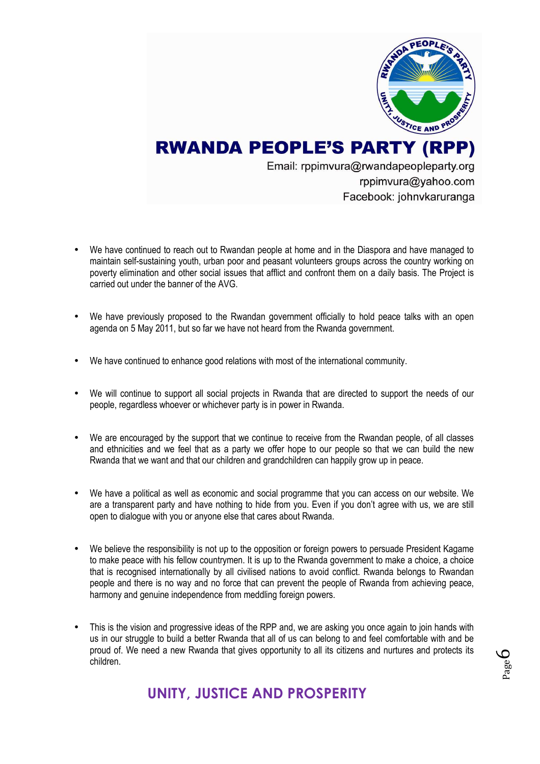# RWANDA PEOPLE'S PARTY (RPP)

Email: rppimvura@rwandapeopleparty.org
rppimvura@yahoo.com
Facebook: johnvkaruranga

- We have continued to reach out to Rwandan people at home and in the Diaspora and have managed to maintain self-sustaining youth, urban poor and peasant volunteers groups across the country working on poverty elimination and other social issues that afflict and confront them on a daily basis. The Project is carried out under the banner of the AVG.

- We have previously proposed to the Rwandan government officially to hold peace talks with an open agenda on 5 May 2011, but so far we have not heard from the Rwanda government.

- We have continued to enhance good relations with most of the international community.

- We will continue to support all social projects in Rwanda that are directed to support the needs of our people, regardless whoever or whichever party is in power in Rwanda.

- We are encouraged by the support that we continue to receive from the Rwandan people, of all classes and ethnicities and we feel that as a party we offer hope to our people so that we can build the new Rwanda that we want and that our children and grandchildren can happily grow up in peace.

- We have a political as well as economic and social programme that you can access on our website. We are a transparent party and have nothing to hide from you. Even if you don't agree with us, we are still open to dialogue with you or anyone else that cares about Rwanda.

- We believe the responsibility is not up to the opposition or foreign powers to persuade President Kagame to make peace with his fellow countrymen. It is up to the Rwanda government to make a choice, a choice that is recognised internationally by all civilised nations to avoid conflict. Rwanda belongs to Rwandan people and there is no way and no force that can prevent the people of Rwanda from achieving peace, harmony and genuine independence from meddling foreign powers.

- This is the vision and progressive ideas of the RPP and, we are asking you once again to join hands with us in our struggle to build a better Rwanda that all of us can belong to and feel comfortable with and be proud of. We need a new Rwanda that gives opportunity to all its citizens and nurtures and protects its children.

**UNITY, JUSTICE AND PROSPERITY**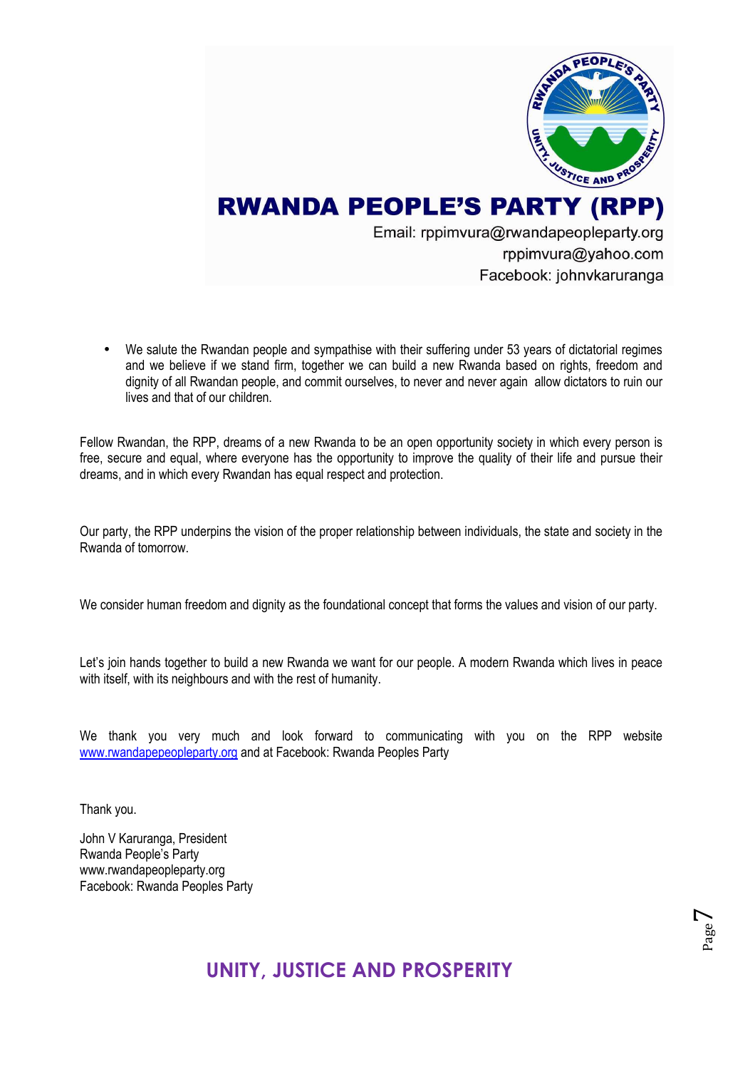# RWANDA PEOPLE'S PARTY (RPP)

Email: rppimvura@rwandapeopleparty.org
rppimvura@yahoo.com
Facebook: johnvkaruranga

- We salute the Rwandan people and sympathise with their suffering under 53 years of dictatorial regimes and we believe if we stand firm, together we can build a new Rwanda based on rights, freedom and dignity of all Rwandan people, and commit ourselves, to never and never again allow dictators to ruin our lives and that of our children.

Fellow Rwandan, the RPP, dreams of a new Rwanda to be an open opportunity society in which every person is free, secure and equal, where everyone has the opportunity to improve the quality of their life and pursue their dreams, and in which every Rwandan has equal respect and protection.

Our party, the RPP underpins the vision of the proper relationship between individuals, the state and society in the Rwanda of tomorrow.

We consider human freedom and dignity as the foundational concept that forms the values and vision of our party.

Let's join hands together to build a new Rwanda we want for our people. A modern Rwanda which lives in peace with itself, with its neighbours and with the rest of humanity.

We thank you very much and look forward to communicating with you on the RPP website [www.rwandapepeopleparty.org](www.rwandapepeopleparty.org) and at Facebook: Rwanda Peoples Party

Thank you.

John V Karuranga, President
Rwanda People's Party
www.rwandapeopleparty.org
Facebook: Rwanda Peoples Party

**UNITY, JUSTICE AND PROSPERITY**